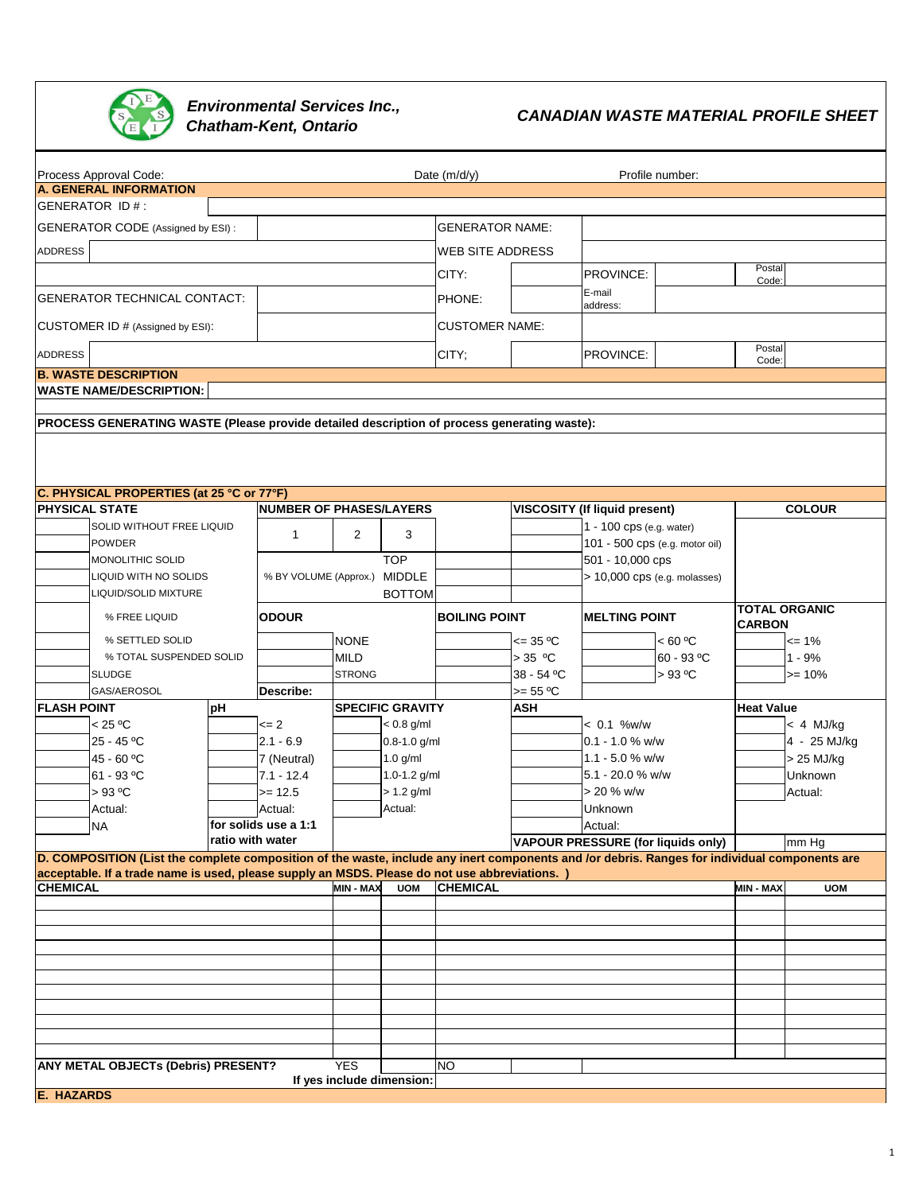**Environmental Services Inc., Chatham-Kent, Ontario**

## CANADIAN WASTE MATERIAL PROFILE SHEET

Process Approval Code: Date (m/d/y) Profile number:

### A. GENERAL INFORMATION

| | | | | | |
|---|---|---|---|---|---|
| GENERATOR ID # : | | | | | |
| GENERATOR CODE (Assigned by ESI) : | | GENERATOR NAME: | | | |
| ADDRESS | | WEB SITE ADDRESS | | | |
| | | CITY: | PROVINCE: | | Postal Code: |
| GENERATOR TECHNICAL CONTACT: | | PHONE: | E-mail address: | | |
| CUSTOMER ID # (Assigned by ESI): | | CUSTOMER NAME: | | | |
| ADDRESS | | CITY; | PROVINCE: | | Postal Code: |

### B. WASTE DESCRIPTION

**WASTE NAME/DESCRIPTION:**

**PROCESS GENERATING WASTE (Please provide detailed description of process generating waste):**

### C. PHYSICAL PROPERTIES (at 25 °C or 77°F)

| PHYSICAL STATE | NUMBER OF PHASES/LAYERS | | | VISCOSITY (If liquid present) | COLOUR |
|---|---|---|---|---|---|
| SOLID WITHOUT FREE LIQUID | 1 | 2 | 3 | 1 - 100 cps (e.g. water) | |
| POWDER | | | | 101 - 500 cps (e.g. motor oil) | |
| MONOLITHIC SOLID | | | TOP | 501 - 10,000 cps | |
| LIQUID WITH NO SOLIDS | % BY VOLUME (Approx.) | | MIDDLE | > 10,000 cps (e.g. molasses) | |
| LIQUID/SOLID MIXTURE | | | BOTTOM | | |

| PHYSICAL STATE (cont.) | ODOUR | BOILING POINT | MELTING POINT | TOTAL ORGANIC CARBON |
|---|---|---|---|---|
| % FREE LIQUID | | | | |
| % SETTLED SOLID | NONE | <= 35 ºC | < 60 ºC | <= 1% |
| % TOTAL SUSPENDED SOLID | MILD | > 35 ºC | 60 - 93 ºC | 1 - 9% |
| SLUDGE | STRONG | 38 - 54 ºC | > 93 ºC | >= 10% |
| GAS/AEROSOL | Describe: | >= 55 ºC | | |

| FLASH POINT | pH | SPECIFIC GRAVITY | ASH | Heat Value |
|---|---|---|---|---|
| < 25 ºC | <= 2 | < 0.8 g/ml | < 0.1 %w/w | < 4 MJ/kg |
| 25 - 45 ºC | 2.1 - 6.9 | 0.8-1.0 g/ml | 0.1 - 1.0 % w/w | 4 - 25 MJ/kg |
| 45 - 60 ºC | 7 (Neutral) | 1.0 g/ml | 1.1 - 5.0 % w/w | > 25 MJ/kg |
| 61 - 93 ºC | 7.1 - 12.4 | 1.0-1.2 g/ml | 5.1 - 20.0 % w/w | Unknown |
| > 93 ºC | >= 12.5 | > 1.2 g/ml | > 20 % w/w | Actual: |
| Actual: | Actual: | Actual: | Unknown | |
| NA | for solids use a 1:1 ratio with water | | Actual: | |
| | | | VAPOUR PRESSURE (for liquids only) | mm Hg |

### D. COMPOSITION (List the complete composition of the waste, include any inert components and /or debris. Ranges for individual components are acceptable. If a trade name is used, please supply an MSDS. Please do not use abbreviations. )

| CHEMICAL | MIN - MAX | UOM | CHEMICAL | MIN - MAX | UOM |
|---|---|---|---|---|---|
| | | | | | |
| | | | | | |
| | | | | | |
| | | | | | |
| | | | | | |
| | | | | | |
| | | | | | |
| | | | | | |
| | | | | | |
| | | | | | |
| | | | | | |

| ANY METAL OBJECTs (Debris) PRESENT? | YES | | NO | |
|---|---|---|---|---|
| If yes include dimension: | | | | |

### E. HAZARDS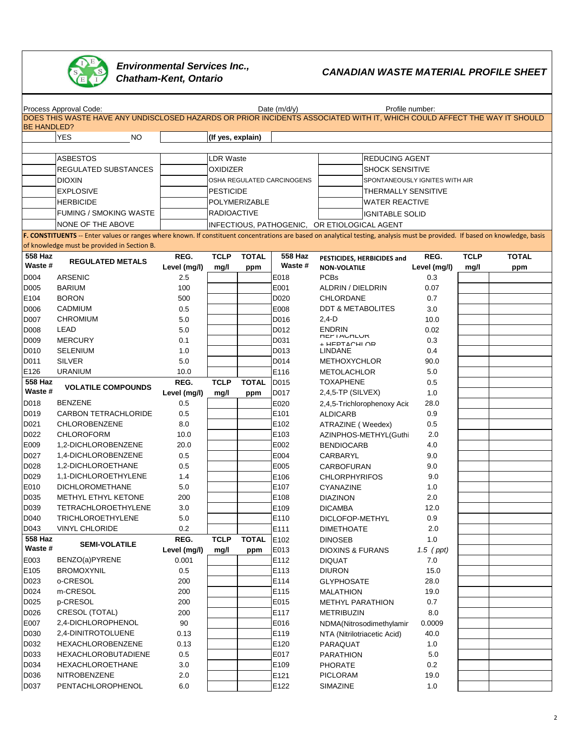**Environmental Services Inc.,**
**Chatham-Kent, Ontario**

## CANADIAN WASTE MATERIAL PROFILE SHEET

Process Approval Code: Date (m/d/y) Profile number:

DOES THIS WASTE HAVE ANY UNDISCLOSED HAZARDS OR PRIOR INCIDENTS ASSOCIATED WITH IT, WHICH COULD AFFECT THE WAY IT SHOULD BE HANDLED?

| YES | NO | | (If yes, explain) | |
|---|---|---|---|---|

| | | | | | |
|---|---|---|---|---|---|
| | ASBESTOS | | LDR Waste | | REDUCING AGENT |
| | REGULATED SUBSTANCES | | OXIDIZER | | SHOCK SENSITIVE |
| | DIOXIN | | OSHA REGULATED CARCINOGENS | | SPONTANEOUSLY IGNITES WITH AIR |
| | EXPLOSIVE | | PESTICIDE | | THERMALLY SENSITIVE |
| | HERBICIDE | | POLYMERIZABLE | | WATER REACTIVE |
| | FUMING / SMOKING WASTE | | RADIOACTIVE | | IGNITABLE SOLID |
| | NONE OF THE ABOVE | | INFECTIOUS, PATHOGENIC, OR ETIOLOGICAL AGENT | | |

**F. CONSTITUENTS** -- Enter values or ranges where known. If constituent concentrations are based on analytical testing, analysis must be provided. If based on knowledge, basis of knowledge must be provided in Section B.

| 558 Haz Waste # | REGULATED METALS | REG. Level (mg/l) | TCLP mg/l | TOTAL ppm | 558 Haz Waste # | PESTICIDES, HERBICIDES and NON-VOLATILE | REG. Level (mg/l) | TCLP mg/l | TOTAL ppm |
|---|---|---|---|---|---|---|---|---|---|
| D004 | ARSENIC | 2.5 | | | E018 | PCBs | 0.3 | | |
| D005 | BARIUM | 100 | | | E001 | ALDRIN / DIELDRIN | 0.07 | | |
| E104 | BORON | 500 | | | D020 | CHLORDANE | 0.7 | | |
| D006 | CADMIUM | 0.5 | | | E008 | DDT & METABOLITES | 3.0 | | |
| D007 | CHROMIUM | 5.0 | | | D016 | 2,4-D | 10.0 | | |
| D008 | LEAD | 5.0 | | | D012 | ENDRIN | 0.02 | | |
| D009 | MERCURY | 0.1 | | | D031 | HEPTACHLOR + HEPTACHLOR | 0.3 | | |
| D010 | SELENIUM | 1.0 | | | D013 | LINDANE | 0.4 | | |
| D011 | SILVER | 5.0 | | | D014 | METHOXYCHLOR | 90.0 | | |
| E126 | URANIUM | 10.0 | | | E116 | METOLACHLOR | 5.0 | | |
| **558 Haz Waste #** | **VOLATILE COMPOUNDS** | **REG. Level (mg/l)** | **TCLP mg/l** | **TOTAL ppm** | D015 | TOXAPHENE | 0.5 | | |
| | | | | | D017 | 2,4,5-TP (SILVEX) | 1.0 | | |
| D018 | BENZENE | 0.5 | | | E020 | 2,4,5-Trichlorophenoxy Acic | 28.0 | | |
| D019 | CARBON TETRACHLORIDE | 0.5 | | | E101 | ALDICARB | 0.9 | | |
| D021 | CHLOROBENZENE | 8.0 | | | E102 | ATRAZINE ( Weedex) | 0.5 | | |
| D022 | CHLOROFORM | 10.0 | | | E103 | AZINPHOS-METHYL(Guthi | 2.0 | | |
| E009 | 1,2-DICHLOROBENZENE | 20.0 | | | E002 | BENDIOCARB | 4.0 | | |
| D027 | 1,4-DICHLOROBENZENE | 0.5 | | | E004 | CARBARYL | 9.0 | | |
| D028 | 1,2-DICHLOROETHANE | 0.5 | | | E005 | CARBOFURAN | 9.0 | | |
| D029 | 1,1-DICHLOROETHYLENE | 1.4 | | | E106 | CHLORPHYRIFOS | 9.0 | | |
| E010 | DICHLOROMETHANE | 5.0 | | | E107 | CYANAZINE | 1.0 | | |
| D035 | METHYL ETHYL KETONE | 200 | | | E108 | DIAZINON | 2.0 | | |
| D039 | TETRACHLOROETHYLENE | 3.0 | | | E109 | DICAMBA | 12.0 | | |
| D040 | TRICHLOROETHYLENE | 5.0 | | | E110 | DICLOFOP-METHYL | 0.9 | | |
| D043 | VINYL CHLORIDE | 0.2 | | | E111 | DIMETHOATE | 2.0 | | |
| **558 Haz Waste #** | **SEMI-VOLATILE** | **REG. Level (mg/l)** | **TCLP mg/l** | **TOTAL ppm** | E102 | DINOSEB | 1.0 | | |
| | | | | | E013 | DIOXINS & FURANS | *1.5 ( ppt)* | | |
| E003 | BENZO(a)PYRENE | 0.001 | | | E112 | DIQUAT | 7.0 | | |
| E105 | BROMOXYNIL | 0.5 | | | E113 | DIURON | 15.0 | | |
| D023 | o-CRESOL | 200 | | | E114 | GLYPHOSATE | 28.0 | | |
| D024 | m-CRESOL | 200 | | | E115 | MALATHION | 19.0 | | |
| D025 | p-CRESOL | 200 | | | E015 | METHYL PARATHION | 0.7 | | |
| D026 | CRESOL (TOTAL) | 200 | | | E117 | METRIBUZIN | 8.0 | | |
| E007 | 2,4-DICHLOROPHENOL | 90 | | | E016 | NDMA(Nitrosodimethylamir | 0.0009 | | |
| D030 | 2,4-DINITROTOLUENE | 0.13 | | | E119 | NTA (Nitrilotriacetic Acid) | 40.0 | | |
| D032 | HEXACHLOROBENZENE | 0.13 | | | E120 | PARAQUAT | 1.0 | | |
| D033 | HEXACHLOROBUTADIENE | 0.5 | | | E017 | PARATHION | 5.0 | | |
| D034 | HEXACHLOROETHANE | 3.0 | | | E109 | PHORATE | 0.2 | | |
| D036 | NITROBENZENE | 2.0 | | | E121 | PICLORAM | 19.0 | | |
| D037 | PENTACHLOROPHENOL | 6.0 | | | E122 | SIMAZINE | 1.0 | | |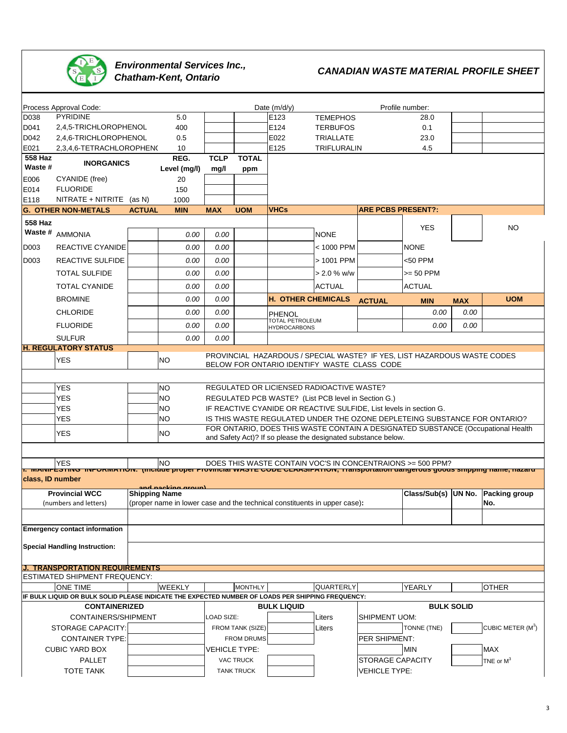**Environmental Services Inc.,**
**Chatham-Kent, Ontario**

**CANADIAN WASTE MATERIAL PROFILE SHEET**

Process Approval Code: | Date (m/d/y) | Profile number:

| | | | | | | | | | |
|---|---|---|---|---|---|---|---|---|---|
| D038 | PYRIDINE | 5.0 | | | E123 | TEMEPHOS | 28.0 | | |
| D041 | 2,4,5-TRICHLOROPHENOL | 400 | | | E124 | TERBUFOS | 0.1 | | |
| D042 | 2,4,6-TRICHLOROPHENOL | 0.5 | | | E022 | TRIALLATE | 23.0 | | |
| E021 | 2,3,4,6-TETRACHLOROPHENOL | 10 | | | E125 | TRIFLURALIN | 4.5 | | |

| 558 Haz Waste # | INORGANICS | REG. Level (mg/l) | TCLP mg/l | TOTAL ppm |
|---|---|---|---|---|
| E006 | CYANIDE (free) | 20 | | |
| E014 | FLUORIDE | 150 | | |
| E118 | NITRATE + NITRITE (as N) | 1000 | | |

| G. OTHER NON-METALS | ACTUAL | MIN | MAX | UOM | VHCs | | ARE PCBS PRESENT?: | | |
|---|---|---|---|---|---|---|---|---|---|
| 558 Haz Waste # AMMONIA | | 0.00 | 0.00 | | | NONE | | YES | | NO |
| D003 REACTIVE CYANIDE | | 0.00 | 0.00 | | | < 1000 PPM | | NONE | |
| D003 REACTIVE SULFIDE | | 0.00 | 0.00 | | | > 1001 PPM | | <50 PPM | |
| TOTAL SULFIDE | | 0.00 | 0.00 | | | > 2.0 % w/w | | >= 50 PPM | |
| TOTAL CYANIDE | | 0.00 | 0.00 | | | ACTUAL | | ACTUAL | |
| BROMINE | | 0.00 | 0.00 | | **H. OTHER CHEMICALS** | | **ACTUAL** | **MIN** | **MAX** | **UOM** |
| CHLORIDE | | 0.00 | 0.00 | | PHENOL | | | 0.00 | 0.00 | |
| FLUORIDE | | 0.00 | 0.00 | | TOTAL PETROLEUM HYDROCARBONS | | | 0.00 | 0.00 | |
| SULFUR | | 0.00 | 0.00 | | | | | | | |

**H. REGULATORY STATUS**

| | | | | |
|---|---|---|---|---|
| | YES | | NO | PROVINCIAL HAZARDOUS / SPECIAL WASTE? IF YES, LIST HAZARDOUS WASTE CODES BELOW FOR ONTARIO IDENTIFY WASTE CLASS CODE |
| | | | | |
| | YES | | NO | REGULATED OR LICIENSED RADIOACTIVE WASTE? |
| | YES | | NO | REGULATED PCB WASTE? (List PCB level in Section G.) |
| | YES | | NO | IF REACTIVE CYANIDE OR REACTIVE SULFIDE, List levels in section G. |
| | YES | | NO | IS THIS WASTE REGULATED UNDER THE OZONE DEPLETEING SUBSTANCE FOR ONTARIO? |
| | YES | | NO | FOR ONTARIO, DOES THIS WASTE CONTAIN A DESIGNATED SUBSTANCE (Occupational Health and Safety Act)? If so please the designated substance below. |
| | | | | |
| | YES | | NO | DOES THIS WASTE CONTAIN VOC'S IN CONCENTRAIONS >= 500 PPM? |

**I. MANIFESTING INFORMATION: (include proper Provincial WASTE CODE CLAASIFAITON, Transportation dangerous goods shipping name, hazard class, ID number and packing group)**

| Provincial WCC (numbers and letters) | Shipping Name (proper name in lower case and the technical constituents in upper case): | Class/Sub(s) | UN No. | Packing group No. |
|---|---|---|---|---|
| | | | | |
| **Emergency contact information** | | | | |
| **Special Handling Instruction:** | | | | |

**J. TRANSPORTATION REQUIREMENTS**

ESTIMATED SHIPMENT FREQUENCY:

| | | | | | | | | | | | |
|---|---|---|---|---|---|---|---|---|---|---|---|
| | ONE TIME | | WEEKLY | | MONTHLY | | QUARTERLY | | YEARLY | | OTHER |

**IF BULK LIQUID OR BULK SOLID PLEASE INDICATE THE EXPECTED NUMBER OF LOADS PER SHIPPING FREQUENCY:**

| CONTAINERIZED | | BULK LIQUID | | | BULK SOLID | | | |
|---|---|---|---|---|---|---|---|---|
| CONTAINERS/SHIPMENT | | LOAD SIZE: | | Liters | SHIPMENT UOM: | | | |
| STORAGE CAPACITY: | | FROM TANK (SIZE) | | Liters | | TONNE (TNE) | | CUBIC METER ($M^3$) |
| CONTAINER TYPE: | | FROM DRUMS | | | PER SHIPMENT: | | | |
| CUBIC YARD BOX | | VEHICLE TYPE: | | | | MIN | | MAX |
| PALLET | | VAC TRUCK | | | STORAGE CAPACITY | | | TNE or $M^3$ |
| TOTE TANK | | TANK TRUCK | | | VEHICLE TYPE: | | | |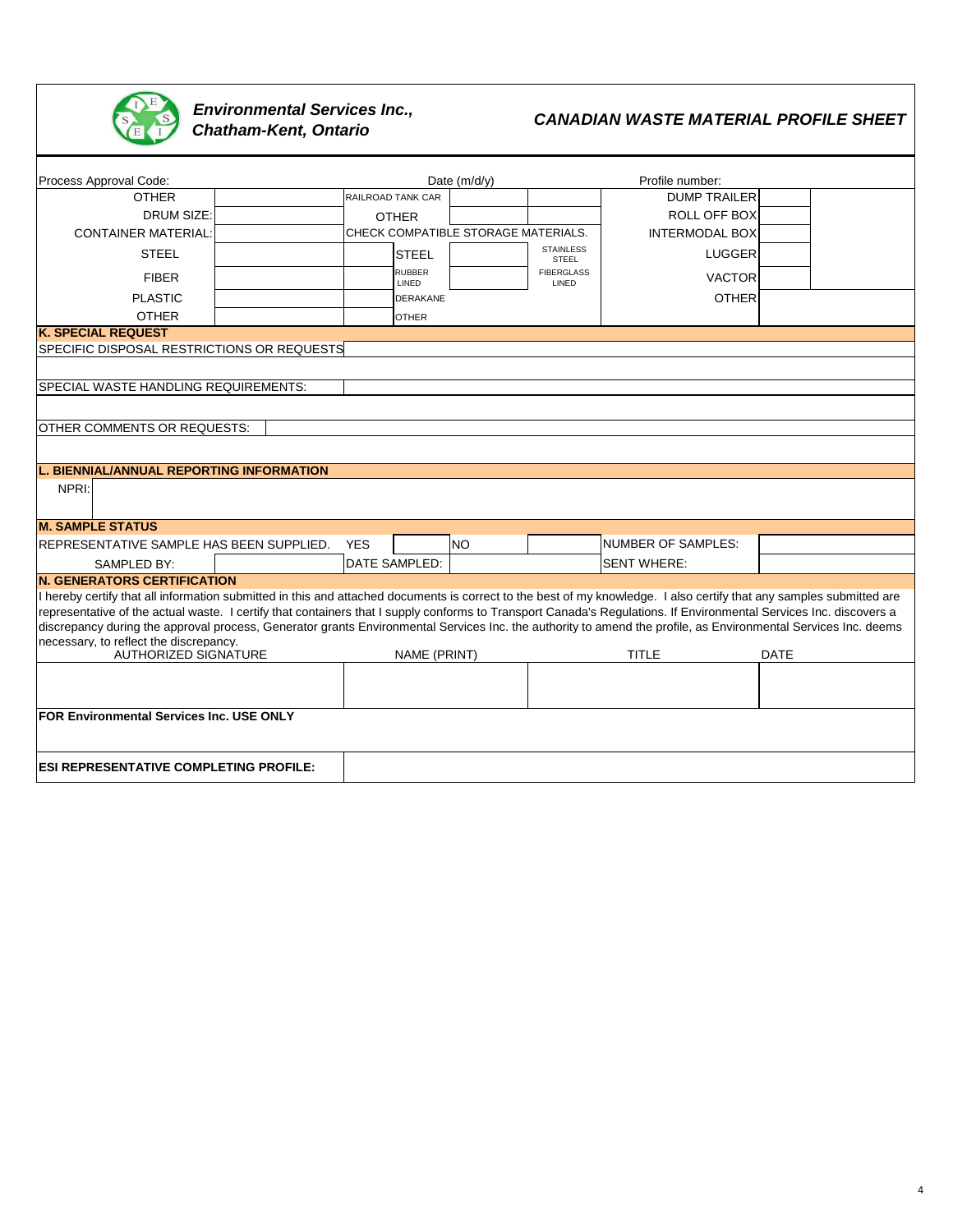***Environmental Services Inc., Chatham-Kent, Ontario***

***CANADIAN WASTE MATERIAL PROFILE SHEET***

| Process Approval Code: | | Date (m/d/y) | | | | Profile number: | |
|---|---|---|---|---|---|---|---|
| OTHER | | RAILROAD TANK CAR | | | | DUMP TRAILER | |
| DRUM SIZE: | | OTHER | | | | ROLL OFF BOX | |
| CONTAINER MATERIAL: | | CHECK COMPATIBLE STORAGE MATERIALS. | | | | INTERMODAL BOX | |
| STEEL | | | STEEL | | STAINLESS STEEL | LUGGER | |
| FIBER | | | RUBBER LINED | | FIBERGLASS LINED | VACTOR | |
| PLASTIC | | | DERAKANE | | | OTHER | |
| OTHER | | | OTHER | | | | |

**K. SPECIAL REQUEST**

SPECIFIC DISPOSAL RESTRICTIONS OR REQUESTS

SPECIAL WASTE HANDLING REQUIREMENTS:

OTHER COMMENTS OR REQUESTS:

**L. BIENNIAL/ANNUAL REPORTING INFORMATION**

NPRI:

**M. SAMPLE STATUS**

| | | | | | |
|---|---|---|---|---|---|
| REPRESENTATIVE SAMPLE HAS BEEN SUPPLIED. | YES | | NO | NUMBER OF SAMPLES: | |
| SAMPLED BY: | | DATE SAMPLED: | | SENT WHERE: | |

**N. GENERATORS CERTIFICATION**

I hereby certify that all information submitted in this and attached documents is correct to the best of my knowledge. I also certify that any samples submitted are representative of the actual waste. I certify that containers that I supply conforms to Transport Canada's Regulations. If Environmental Services Inc. discovers a discrepancy during the approval process, Generator grants Environmental Services Inc. the authority to amend the profile, as Environmental Services Inc. deems necessary, to reflect the discrepancy.

| AUTHORIZED SIGNATURE | NAME (PRINT) | TITLE | DATE |
|---|---|---|---|
| | | | |

**FOR Environmental Services Inc. USE ONLY**

**ESI REPRESENTATIVE COMPLETING PROFILE:**